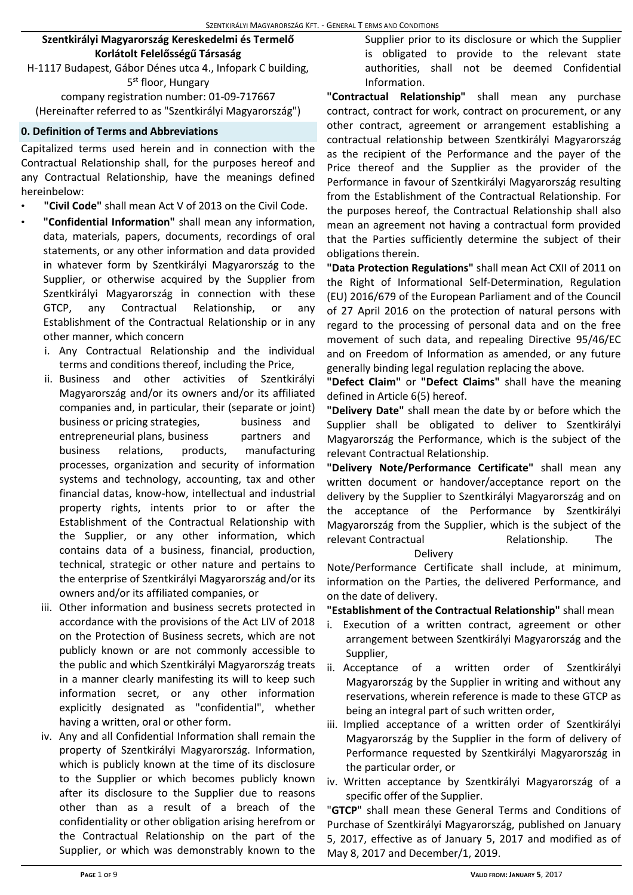**Szentkirályi Magyarország Kereskedelmi és Termelő Korlátolt Felelősségű Társaság**

H-1117 Budapest, Gábor Dénes utca 4., Infopark C building, 5st floor, Hungary

company registration number: 01-09-717667

(Hereinafter referred to as "Szentkirályi Magyarország")

## 0. Definition of Terms and Abbreviations

Capitalized terms used herein and in connection with the Contractual Relationship shall, for the purposes hereof and any Contractual Relationship, have the meanings defined hereinbelow:

- **"Civil Code"** shall mean Act V of 2013 on the Civil Code.
- **"Confidential Information"** shall mean any information, data, materials, papers, documents, recordings of oral statements, or any other information and data provided in whatever form by Szentkirályi Magyarország to the Supplier, or otherwise acquired by the Supplier from Szentkirályi Magyarország in connection with these GTCP, any Contractual Relationship, or any Establishment of the Contractual Relationship or in any other manner, which concern
  1. Any Contractual Relationship and the individual terms and conditions thereof, including the Price,
  2. Business and other activities of Szentkirályi Magyarország and/or its owners and/or its affiliated companies and, in particular, their (separate or joint) business or pricing strategies, business and entrepreneurial plans, business partners and business relations, products, manufacturing processes, organization and security of information systems and technology, accounting, tax and other financial datas, know-how, intellectual and industrial property rights, intents prior to or after the Establishment of the Contractual Relationship with the Supplier, or any other information, which contains data of a business, financial, production, technical, strategic or other nature and pertains to the enterprise of Szentkirályi Magyarország and/or its owners and/or its affiliated companies, or
  3. Other information and business secrets protected in accordance with the provisions of the Act LIV of 2018 on the Protection of Business secrets, which are not publicly known or are not commonly accessible to the public and which Szentkirályi Magyarország treats in a manner clearly manifesting its will to keep such information secret, or any other information explicitly designated as "confidential", whether having a written, oral or other form.
  4. Any and all Confidential Information shall remain the property of Szentkirályi Magyarország. Information, which is publicly known at the time of its disclosure to the Supplier or which becomes publicly known after its disclosure to the Supplier due to reasons other than as a result of a breach of the confidentiality or other obligation arising herefrom or the Contractual Relationship on the part of the Supplier, or which was demonstrably known to the Supplier prior to its disclosure or which the Supplier is obligated to provide to the relevant state authorities, shall not be deemed Confidential Information.

**"Contractual Relationship"** shall mean any purchase contract, contract for work, contract on procurement, or any other contract, agreement or arrangement establishing a contractual relationship between Szentkirályi Magyarország as the recipient of the Performance and the payer of the Price thereof and the Supplier as the provider of the Performance in favour of Szentkirályi Magyarország resulting from the Establishment of the Contractual Relationship. For the purposes hereof, the Contractual Relationship shall also mean an agreement not having a contractual form provided that the Parties sufficiently determine the subject of their obligations therein.

**"Data Protection Regulations"** shall mean Act CXII of 2011 on the Right of Informational Self-Determination, Regulation (EU) 2016/679 of the European Parliament and of the Council of 27 April 2016 on the protection of natural persons with regard to the processing of personal data and on the free movement of such data, and repealing Directive 95/46/EC and on Freedom of Information as amended, or any future generally binding legal regulation replacing the above.

**"Defect Claim"** or **"Defect Claims"** shall have the meaning defined in Article 6(5) hereof.

**"Delivery Date"** shall mean the date by or before which the Supplier shall be obligated to deliver to Szentkirályi Magyarország the Performance, which is the subject of the relevant Contractual Relationship.

**"Delivery Note/Performance Certificate"** shall mean any written document or handover/acceptance report on the delivery by the Supplier to Szentkirályi Magyarország and on the acceptance of the Performance by Szentkirályi Magyarország from the Supplier, which is the subject of the relevant Contractual Relationship. The Delivery Note/Performance Certificate shall include, at minimum, information on the Parties, the delivered Performance, and on the date of delivery.

**"Establishment of the Contractual Relationship"** shall mean

1. Execution of a written contract, agreement or other arrangement between Szentkirályi Magyarország and the Supplier,
2. Acceptance of a written order of Szentkirályi Magyarország by the Supplier in writing and without any reservations, wherein reference is made to these GTCP as being an integral part of such written order,
3. Implied acceptance of a written order of Szentkirályi Magyarország by the Supplier in the form of delivery of Performance requested by Szentkirályi Magyarország in the particular order, or
4. Written acceptance by Szentkirályi Magyarország of a specific offer of the Supplier.

"**GTCP**" shall mean these General Terms and Conditions of Purchase of Szentkirályi Magyarország, published on January 5, 2017, effective as of January 5, 2017 and modified as of May 8, 2017 and December/1, 2019.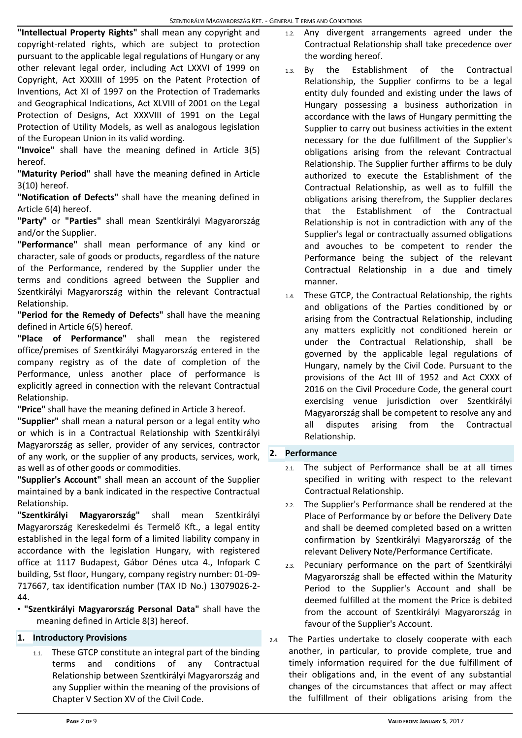**"Intellectual Property Rights"** shall mean any copyright and copyright-related rights, which are subject to protection pursuant to the applicable legal regulations of Hungary or any other relevant legal order, including Act LXXVI of 1999 on Copyright, Act XXXIII of 1995 on the Patent Protection of Inventions, Act XI of 1997 on the Protection of Trademarks and Geographical Indications, Act XLVIII of 2001 on the Legal Protection of Designs, Act XXXVIII of 1991 on the Legal Protection of Utility Models, as well as analogous legislation of the European Union in its valid wording.

**"Invoice"** shall have the meaning defined in Article 3(5) hereof.

**"Maturity Period"** shall have the meaning defined in Article 3(10) hereof.

**"Notification of Defects"** shall have the meaning defined in Article 6(4) hereof.

**"Party"** or **"Parties"** shall mean Szentkirályi Magyarország and/or the Supplier.

**"Performance"** shall mean performance of any kind or character, sale of goods or products, regardless of the nature of the Performance, rendered by the Supplier under the terms and conditions agreed between the Supplier and Szentkirályi Magyarország within the relevant Contractual Relationship.

**"Period for the Remedy of Defects"** shall have the meaning defined in Article 6(5) hereof.

**"Place of Performance"** shall mean the registered office/premises of Szentkirályi Magyarország entered in the company registry as of the date of completion of the Performance, unless another place of performance is explicitly agreed in connection with the relevant Contractual Relationship.

**"Price"** shall have the meaning defined in Article 3 hereof.

**"Supplier"** shall mean a natural person or a legal entity who or which is in a Contractual Relationship with Szentkirályi Magyarország as seller, provider of any services, contractor of any work, or the supplier of any products, services, work, as well as of other goods or commodities.

**"Supplier's Account"** shall mean an account of the Supplier maintained by a bank indicated in the respective Contractual Relationship.

**"Szentkirályi Magyarország"** shall mean Szentkirályi Magyarország Kereskedelmi és Termelő Kft., a legal entity established in the legal form of a limited liability company in accordance with the legislation Hungary, with registered office at 1117 Budapest, Gábor Dénes utca 4., Infopark C building, 5st floor, Hungary, company registry number: 01-09-717667, tax identification number (TAX ID No.) 13079026-2-44.

- **"Szentkirályi Magyarország Personal Data"** shall have the meaning defined in Article 8(3) hereof.

## 1. Introductory Provisions

1.1. These GTCP constitute an integral part of the binding terms and conditions of any Contractual Relationship between Szentkirályi Magyarország and any Supplier within the meaning of the provisions of Chapter V Section XV of the Civil Code.

1.2. Any divergent arrangements agreed under the Contractual Relationship shall take precedence over the wording hereof.

1.3. By the Establishment of the Contractual Relationship, the Supplier confirms to be a legal entity duly founded and existing under the laws of Hungary possessing a business authorization in accordance with the laws of Hungary permitting the Supplier to carry out business activities in the extent necessary for the due fulfillment of the Supplier's obligations arising from the relevant Contractual Relationship. The Supplier further affirms to be duly authorized to execute the Establishment of the Contractual Relationship, as well as to fulfill the obligations arising therefrom, the Supplier declares that the Establishment of the Contractual Relationship is not in contradiction with any of the Supplier's legal or contractually assumed obligations and avouches to be competent to render the Performance being the subject of the relevant Contractual Relationship in a due and timely manner.

1.4. These GTCP, the Contractual Relationship, the rights and obligations of the Parties conditioned by or arising from the Contractual Relationship, including any matters explicitly not conditioned herein or under the Contractual Relationship, shall be governed by the applicable legal regulations of Hungary, namely by the Civil Code. Pursuant to the provisions of the Act III of 1952 and Act CXXX of 2016 on the Civil Procedure Code, the general court exercising venue jurisdiction over Szentkirályi Magyarország shall be competent to resolve any and all disputes arising from the Contractual Relationship.

## 2. Performance

2.1. The subject of Performance shall be at all times specified in writing with respect to the relevant Contractual Relationship.

2.2. The Supplier's Performance shall be rendered at the Place of Performance by or before the Delivery Date and shall be deemed completed based on a written confirmation by Szentkirályi Magyarország of the relevant Delivery Note/Performance Certificate.

2.3. Pecuniary performance on the part of Szentkirályi Magyarország shall be effected within the Maturity Period to the Supplier's Account and shall be deemed fulfilled at the moment the Price is debited from the account of Szentkirályi Magyarország in favour of the Supplier's Account.

2.4. The Parties undertake to closely cooperate with each another, in particular, to provide complete, true and timely information required for the due fulfillment of their obligations and, in the event of any substantial changes of the circumstances that affect or may affect the fulfillment of their obligations arising from the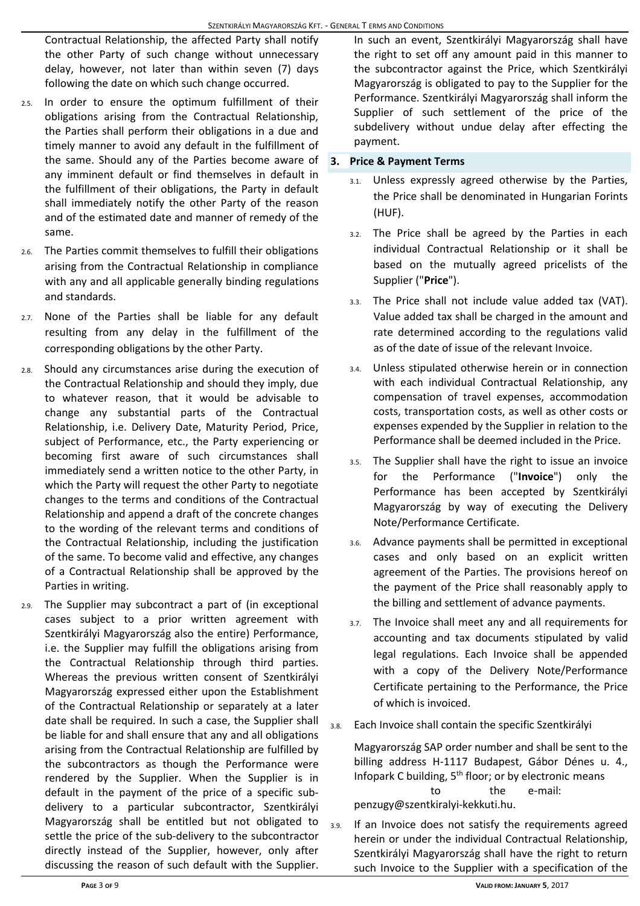Contractual Relationship, the affected Party shall notify the other Party of such change without unnecessary delay, however, not later than within seven (7) days following the date on which such change occurred.

2.5. In order to ensure the optimum fulfillment of their obligations arising from the Contractual Relationship, the Parties shall perform their obligations in a due and timely manner to avoid any default in the fulfillment of the same. Should any of the Parties become aware of any imminent default or find themselves in default in the fulfillment of their obligations, the Party in default shall immediately notify the other Party of the reason and of the estimated date and manner of remedy of the same.

2.6. The Parties commit themselves to fulfill their obligations arising from the Contractual Relationship in compliance with any and all applicable generally binding regulations and standards.

2.7. None of the Parties shall be liable for any default resulting from any delay in the fulfillment of the corresponding obligations by the other Party.

2.8. Should any circumstances arise during the execution of the Contractual Relationship and should they imply, due to whatever reason, that it would be advisable to change any substantial parts of the Contractual Relationship, i.e. Delivery Date, Maturity Period, Price, subject of Performance, etc., the Party experiencing or becoming first aware of such circumstances shall immediately send a written notice to the other Party, in which the Party will request the other Party to negotiate changes to the terms and conditions of the Contractual Relationship and append a draft of the concrete changes to the wording of the relevant terms and conditions of the Contractual Relationship, including the justification of the same. To become valid and effective, any changes of a Contractual Relationship shall be approved by the Parties in writing.

2.9. The Supplier may subcontract a part of (in exceptional cases subject to a prior written agreement with Szentkirályi Magyarország also the entire) Performance, i.e. the Supplier may fulfill the obligations arising from the Contractual Relationship through third parties. Whereas the previous written consent of Szentkirályi Magyarország expressed either upon the Establishment of the Contractual Relationship or separately at a later date shall be required. In such a case, the Supplier shall be liable for and shall ensure that any and all obligations arising from the Contractual Relationship are fulfilled by the subcontractors as though the Performance were rendered by the Supplier. When the Supplier is in default in the payment of the price of a specific sub-delivery to a particular subcontractor, Szentkirályi Magyarország shall be entitled but not obligated to settle the price of the sub-delivery to the subcontractor directly instead of the Supplier, however, only after discussing the reason of such default with the Supplier. In such an event, Szentkirályi Magyarország shall have the right to set off any amount paid in this manner to the subcontractor against the Price, which Szentkirályi Magyarország is obligated to pay to the Supplier for the Performance. Szentkirályi Magyarország shall inform the Supplier of such settlement of the price of the subdelivery without undue delay after effecting the payment.

## 3. Price & Payment Terms

3.1. Unless expressly agreed otherwise by the Parties, the Price shall be denominated in Hungarian Forints (HUF).

3.2. The Price shall be agreed by the Parties in each individual Contractual Relationship or it shall be based on the mutually agreed pricelists of the Supplier ("**Price**").

3.3. The Price shall not include value added tax (VAT). Value added tax shall be charged in the amount and rate determined according to the regulations valid as of the date of issue of the relevant Invoice.

3.4. Unless stipulated otherwise herein or in connection with each individual Contractual Relationship, any compensation of travel expenses, accommodation costs, transportation costs, as well as other costs or expenses expended by the Supplier in relation to the Performance shall be deemed included in the Price.

3.5. The Supplier shall have the right to issue an invoice for the Performance ("**Invoice**") only the Performance has been accepted by Szentkirályi Magyarország by way of executing the Delivery Note/Performance Certificate.

3.6. Advance payments shall be permitted in exceptional cases and only based on an explicit written agreement of the Parties. The provisions hereof on the payment of the Price shall reasonably apply to the billing and settlement of advance payments.

3.7. The Invoice shall meet any and all requirements for accounting and tax documents stipulated by valid legal regulations. Each Invoice shall be appended with a copy of the Delivery Note/Performance Certificate pertaining to the Performance, the Price of which is invoiced.

3.8. Each Invoice shall contain the specific Szentkirályi Magyarország SAP order number and shall be sent to the billing address H-1117 Budapest, Gábor Dénes u. 4., Infopark C building, 5th floor; or by electronic means to the e-mail: penzugy@szentkiralyi-kekkuti.hu.

3.9. If an Invoice does not satisfy the requirements agreed herein or under the individual Contractual Relationship, Szentkirályi Magyarország shall have the right to return such Invoice to the Supplier with a specification of the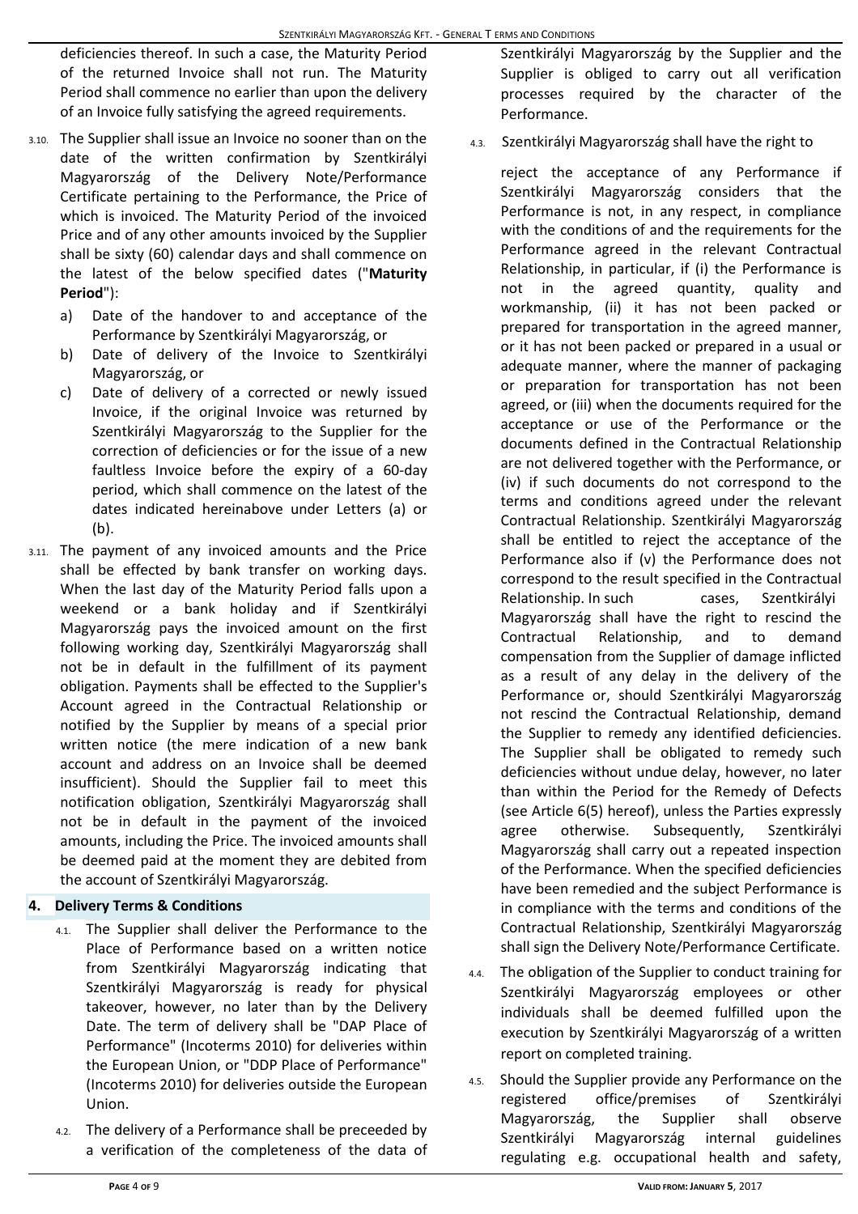deficiencies thereof. In such a case, the Maturity Period of the returned Invoice shall not run. The Maturity Period shall commence no earlier than upon the delivery of an Invoice fully satisfying the agreed requirements.

3.10. The Supplier shall issue an Invoice no sooner than on the date of the written confirmation by Szentkirályi Magyarország of the Delivery Note/Performance Certificate pertaining to the Performance, the Price of which is invoiced. The Maturity Period of the invoiced Price and of any other amounts invoiced by the Supplier shall be sixty (60) calendar days and shall commence on the latest of the below specified dates ("**Maturity Period**"):

a) Date of the handover to and acceptance of the Performance by Szentkirályi Magyarország, or
b) Date of delivery of the Invoice to Szentkirályi Magyarország, or
c) Date of delivery of a corrected or newly issued Invoice, if the original Invoice was returned by Szentkirályi Magyarország to the Supplier for the correction of deficiencies or for the issue of a new faultless Invoice before the expiry of a 60-day period, which shall commence on the latest of the dates indicated hereinabove under Letters (a) or (b).

3.11. The payment of any invoiced amounts and the Price shall be effected by bank transfer on working days. When the last day of the Maturity Period falls upon a weekend or a bank holiday and if Szentkirályi Magyarország pays the invoiced amount on the first following working day, Szentkirályi Magyarország shall not be in default in the fulfillment of its payment obligation. Payments shall be effected to the Supplier's Account agreed in the Contractual Relationship or notified by the Supplier by means of a special prior written notice (the mere indication of a new bank account and address on an Invoice shall be deemed insufficient). Should the Supplier fail to meet this notification obligation, Szentkirályi Magyarország shall not be in default in the payment of the invoiced amounts, including the Price. The invoiced amounts shall be deemed paid at the moment they are debited from the account of Szentkirályi Magyarország.

## 4. Delivery Terms & Conditions

4.1. The Supplier shall deliver the Performance to the Place of Performance based on a written notice from Szentkirályi Magyarország indicating that Szentkirályi Magyarország is ready for physical takeover, however, no later than by the Delivery Date. The term of delivery shall be "DAP Place of Performance" (Incoterms 2010) for deliveries within the European Union, or "DDP Place of Performance" (Incoterms 2010) for deliveries outside the European Union.

4.2. The delivery of a Performance shall be preceeded by a verification of the completeness of the data of Szentkirályi Magyarország by the Supplier and the Supplier is obliged to carry out all verification processes required by the character of the Performance.

4.3. Szentkirályi Magyarország shall have the right to reject the acceptance of any Performance if Szentkirályi Magyarország considers that the Performance is not, in any respect, in compliance with the conditions of and the requirements for the Performance agreed in the relevant Contractual Relationship, in particular, if (i) the Performance is not in the agreed quantity, quality and workmanship, (ii) it has not been packed or prepared for transportation in the agreed manner, or it has not been packed or prepared in a usual or adequate manner, where the manner of packaging or preparation for transportation has not been agreed, or (iii) when the documents required for the acceptance or use of the Performance or the documents defined in the Contractual Relationship are not delivered together with the Performance, or (iv) if such documents do not correspond to the terms and conditions agreed under the relevant Contractual Relationship. Szentkirályi Magyarország shall be entitled to reject the acceptance of the Performance also if (v) the Performance does not correspond to the result specified in the Contractual Relationship. In such cases, Szentkirályi Magyarország shall have the right to rescind the Contractual Relationship, and to demand compensation from the Supplier of damage inflicted as a result of any delay in the delivery of the Performance or, should Szentkirályi Magyarország not rescind the Contractual Relationship, demand the Supplier to remedy any identified deficiencies. The Supplier shall be obligated to remedy such deficiencies without undue delay, however, no later than within the Period for the Remedy of Defects (see Article 6(5) hereof), unless the Parties expressly agree otherwise. Subsequently, Szentkirályi Magyarország shall carry out a repeated inspection of the Performance. When the specified deficiencies have been remedied and the subject Performance is in compliance with the terms and conditions of the Contractual Relationship, Szentkirályi Magyarország shall sign the Delivery Note/Performance Certificate.

4.4. The obligation of the Supplier to conduct training for Szentkirályi Magyarország employees or other individuals shall be deemed fulfilled upon the execution by Szentkirályi Magyarország of a written report on completed training.

4.5. Should the Supplier provide any Performance on the registered office/premises of Szentkirályi Magyarország, the Supplier shall observe Szentkirályi Magyarország internal guidelines regulating e.g. occupational health and safety,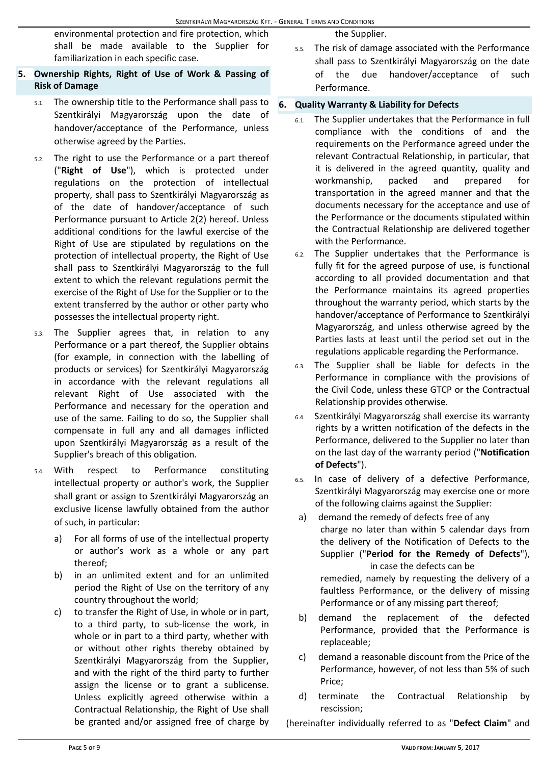environmental protection and fire protection, which shall be made available to the Supplier for familiarization in each specific case.

## 5. Ownership Rights, Right of Use of Work & Passing of Risk of Damage

5.1. The ownership title to the Performance shall pass to Szentkirályi Magyarország upon the date of handover/acceptance of the Performance, unless otherwise agreed by the Parties.

5.2. The right to use the Performance or a part thereof ("**Right of Use**"), which is protected under regulations on the protection of intellectual property, shall pass to Szentkirályi Magyarország as of the date of handover/acceptance of such Performance pursuant to Article 2(2) hereof. Unless additional conditions for the lawful exercise of the Right of Use are stipulated by regulations on the protection of intellectual property, the Right of Use shall pass to Szentkirályi Magyarország to the full extent to which the relevant regulations permit the exercise of the Right of Use for the Supplier or to the extent transferred by the author or other party who possesses the intellectual property right.

5.3. The Supplier agrees that, in relation to any Performance or a part thereof, the Supplier obtains (for example, in connection with the labelling of products or services) for Szentkirályi Magyarország in accordance with the relevant regulations all relevant Right of Use associated with the Performance and necessary for the operation and use of the same. Failing to do so, the Supplier shall compensate in full any and all damages inflicted upon Szentkirályi Magyarország as a result of the Supplier's breach of this obligation.

5.4. With respect to Performance constituting intellectual property or author's work, the Supplier shall grant or assign to Szentkirályi Magyarország an exclusive license lawfully obtained from the author of such, in particular:

a) For all forms of use of the intellectual property or author's work as a whole or any part thereof;

b) in an unlimited extent and for an unlimited period the Right of Use on the territory of any country throughout the world;

c) to transfer the Right of Use, in whole or in part, to a third party, to sub-license the work, in whole or in part to a third party, whether with or without other rights thereby obtained by Szentkirályi Magyarország from the Supplier, and with the right of the third party to further assign the license or to grant a sublicense. Unless explicitly agreed otherwise within a Contractual Relationship, the Right of Use shall be granted and/or assigned free of charge by the Supplier.

5.5. The risk of damage associated with the Performance shall pass to Szentkirályi Magyarország on the date of the due handover/acceptance of such Performance.

## 6. Quality Warranty & Liability for Defects

6.1. The Supplier undertakes that the Performance in full compliance with the conditions of and the requirements on the Performance agreed under the relevant Contractual Relationship, in particular, that it is delivered in the agreed quantity, quality and workmanship, packed and prepared for transportation in the agreed manner and that the documents necessary for the acceptance and use of the Performance or the documents stipulated within the Contractual Relationship are delivered together with the Performance.

6.2. The Supplier undertakes that the Performance is fully fit for the agreed purpose of use, is functional according to all provided documentation and that the Performance maintains its agreed properties throughout the warranty period, which starts by the handover/acceptance of Performance to Szentkirályi Magyarország, and unless otherwise agreed by the Parties lasts at least until the period set out in the regulations applicable regarding the Performance.

6.3. The Supplier shall be liable for defects in the Performance in compliance with the provisions of the Civil Code, unless these GTCP or the Contractual Relationship provides otherwise.

6.4. Szentkirályi Magyarország shall exercise its warranty rights by a written notification of the defects in the Performance, delivered to the Supplier no later than on the last day of the warranty period ("**Notification of Defects**").

6.5. In case of delivery of a defective Performance, Szentkirályi Magyarország may exercise one or more of the following claims against the Supplier:

a) demand the remedy of defects free of any charge no later than within 5 calendar days from the delivery of the Notification of Defects to the Supplier ("**Period for the Remedy of Defects**"), in case the defects can be remedied, namely by requesting the delivery of a faultless Performance, or the delivery of missing Performance or of any missing part thereof;

b) demand the replacement of the defected Performance, provided that the Performance is replaceable;

c) demand a reasonable discount from the Price of the Performance, however, of not less than 5% of such Price;

d) terminate the Contractual Relationship by rescission;

(hereinafter individually referred to as "**Defect Claim**" and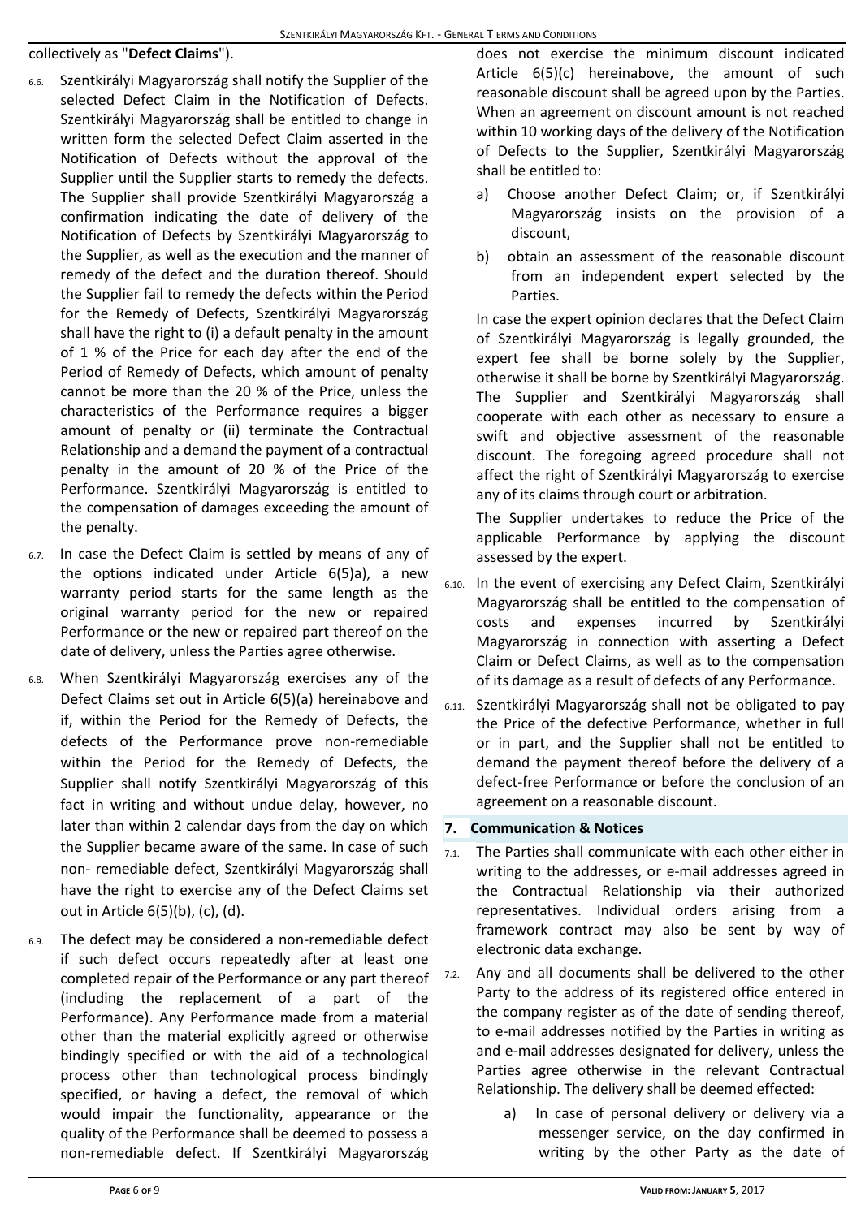collectively as "**Defect Claims**").

6.6. Szentkirályi Magyarország shall notify the Supplier of the selected Defect Claim in the Notification of Defects. Szentkirályi Magyarország shall be entitled to change in written form the selected Defect Claim asserted in the Notification of Defects without the approval of the Supplier until the Supplier starts to remedy the defects. The Supplier shall provide Szentkirályi Magyarország a confirmation indicating the date of delivery of the Notification of Defects by Szentkirályi Magyarország to the Supplier, as well as the execution and the manner of remedy of the defect and the duration thereof. Should the Supplier fail to remedy the defects within the Period for the Remedy of Defects, Szentkirályi Magyarország shall have the right to (i) a default penalty in the amount of 1 % of the Price for each day after the end of the Period of Remedy of Defects, which amount of penalty cannot be more than the 20 % of the Price, unless the characteristics of the Performance requires a bigger amount of penalty or (ii) terminate the Contractual Relationship and a demand the payment of a contractual penalty in the amount of 20 % of the Price of the Performance. Szentkirályi Magyarország is entitled to the compensation of damages exceeding the amount of the penalty.

6.7. In case the Defect Claim is settled by means of any of the options indicated under Article 6(5)a), a new warranty period starts for the same length as the original warranty period for the new or repaired Performance or the new or repaired part thereof on the date of delivery, unless the Parties agree otherwise.

6.8. When Szentkirályi Magyarország exercises any of the Defect Claims set out in Article 6(5)(a) hereinabove and if, within the Period for the Remedy of Defects, the defects of the Performance prove non-remediable within the Period for the Remedy of Defects, the Supplier shall notify Szentkirályi Magyarország of this fact in writing and without undue delay, however, no later than within 2 calendar days from the day on which the Supplier became aware of the same. In case of such non- remediable defect, Szentkirályi Magyarország shall have the right to exercise any of the Defect Claims set out in Article 6(5)(b), (c), (d).

6.9. The defect may be considered a non-remediable defect if such defect occurs repeatedly after at least one completed repair of the Performance or any part thereof (including the replacement of a part of the Performance). Any Performance made from a material other than the material explicitly agreed or otherwise bindingly specified or with the aid of a technological process other than technological process bindingly specified, or having a defect, the removal of which would impair the functionality, appearance or the quality of the Performance shall be deemed to possess a non-remediable defect. If Szentkirályi Magyarország does not exercise the minimum discount indicated Article 6(5)(c) hereinabove, the amount of such reasonable discount shall be agreed upon by the Parties. When an agreement on discount amount is not reached within 10 working days of the delivery of the Notification of Defects to the Supplier, Szentkirályi Magyarország shall be entitled to:

a) Choose another Defect Claim; or, if Szentkirályi Magyarország insists on the provision of a discount,

b) obtain an assessment of the reasonable discount from an independent expert selected by the Parties.

In case the expert opinion declares that the Defect Claim of Szentkirályi Magyarország is legally grounded, the expert fee shall be borne solely by the Supplier, otherwise it shall be borne by Szentkirályi Magyarország. The Supplier and Szentkirályi Magyarország shall cooperate with each other as necessary to ensure a swift and objective assessment of the reasonable discount. The foregoing agreed procedure shall not affect the right of Szentkirályi Magyarország to exercise any of its claims through court or arbitration.

The Supplier undertakes to reduce the Price of the applicable Performance by applying the discount assessed by the expert.

6.10. In the event of exercising any Defect Claim, Szentkirályi Magyarország shall be entitled to the compensation of costs and expenses incurred by Szentkirályi Magyarország in connection with asserting a Defect Claim or Defect Claims, as well as to the compensation of its damage as a result of defects of any Performance.

6.11. Szentkirályi Magyarország shall not be obligated to pay the Price of the defective Performance, whether in full or in part, and the Supplier shall not be entitled to demand the payment thereof before the delivery of a defect-free Performance or before the conclusion of an agreement on a reasonable discount.

## 7. Communication & Notices

7.1. The Parties shall communicate with each other either in writing to the addresses, or e-mail addresses agreed in the Contractual Relationship via their authorized representatives. Individual orders arising from a framework contract may also be sent by way of electronic data exchange.

7.2. Any and all documents shall be delivered to the other Party to the address of its registered office entered in the company register as of the date of sending thereof, to e-mail addresses notified by the Parties in writing as and e-mail addresses designated for delivery, unless the Parties agree otherwise in the relevant Contractual Relationship. The delivery shall be deemed effected:

a) In case of personal delivery or delivery via a messenger service, on the day confirmed in writing by the other Party as the date of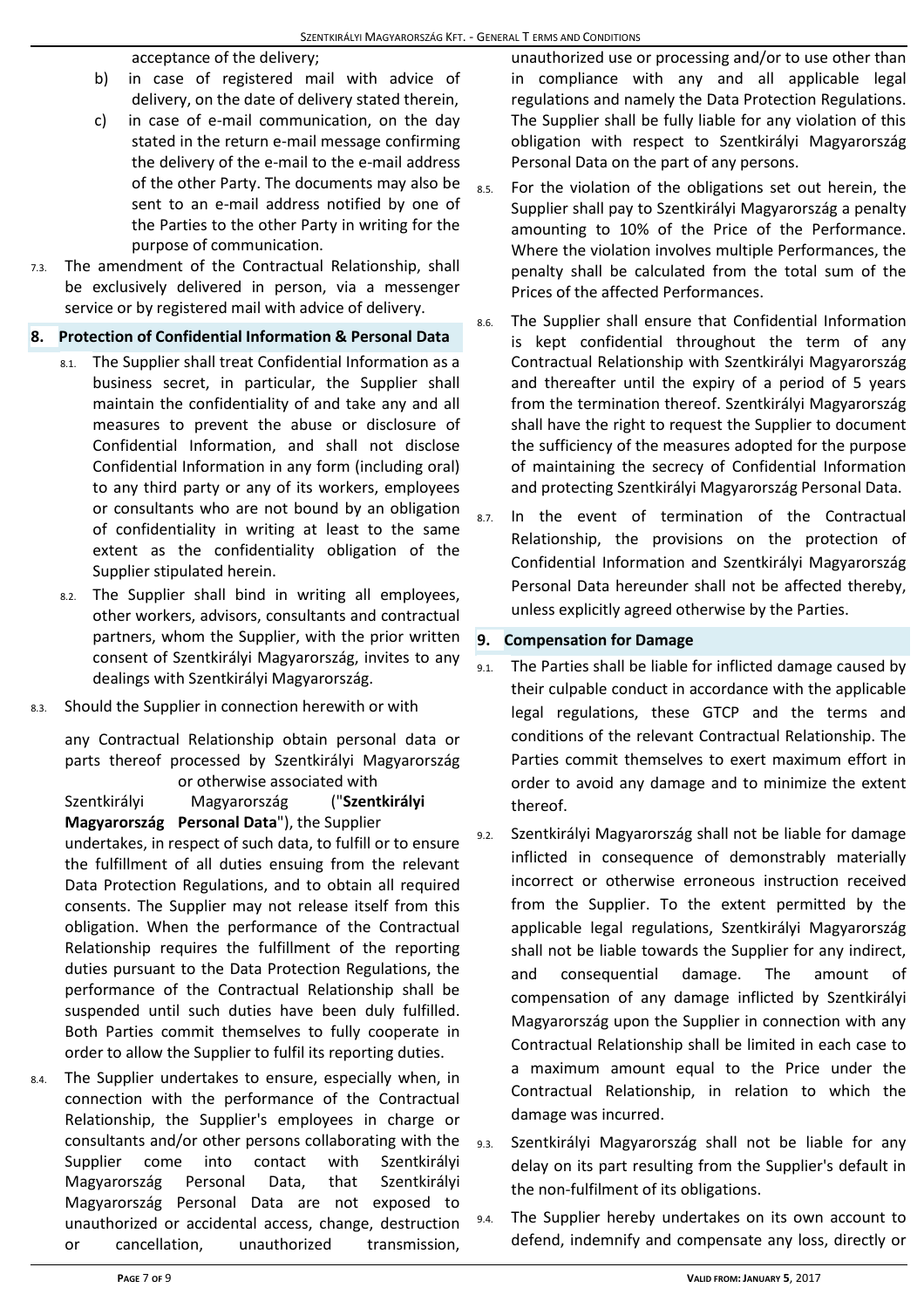acceptance of the delivery;

b) in case of registered mail with advice of delivery, on the date of delivery stated therein,

c) in case of e-mail communication, on the day stated in the return e-mail message confirming the delivery of the e-mail to the e-mail address of the other Party. The documents may also be sent to an e-mail address notified by one of the Parties to the other Party in writing for the purpose of communication.

7.3. The amendment of the Contractual Relationship, shall be exclusively delivered in person, via a messenger service or by registered mail with advice of delivery.

## 8. Protection of Confidential Information & Personal Data

8.1. The Supplier shall treat Confidential Information as a business secret, in particular, the Supplier shall maintain the confidentiality of and take any and all measures to prevent the abuse or disclosure of Confidential Information, and shall not disclose Confidential Information in any form (including oral) to any third party or any of its workers, employees or consultants who are not bound by an obligation of confidentiality in writing at least to the same extent as the confidentiality obligation of the Supplier stipulated herein.

8.2. The Supplier shall bind in writing all employees, other workers, advisors, consultants and contractual partners, whom the Supplier, with the prior written consent of Szentkirályi Magyarország, invites to any dealings with Szentkirályi Magyarország.

8.3. Should the Supplier in connection herewith or with any Contractual Relationship obtain personal data or parts thereof processed by Szentkirályi Magyarország or otherwise associated with Szentkirályi Magyarország ("**Szentkirályi Magyarország Personal Data**"), the Supplier undertakes, in respect of such data, to fulfill or to ensure the fulfillment of all duties ensuing from the relevant Data Protection Regulations, and to obtain all required consents. The Supplier may not release itself from this obligation. When the performance of the Contractual Relationship requires the fulfillment of the reporting duties pursuant to the Data Protection Regulations, the performance of the Contractual Relationship shall be suspended until such duties have been duly fulfilled. Both Parties commit themselves to fully cooperate in order to allow the Supplier to fulfil its reporting duties.

8.4. The Supplier undertakes to ensure, especially when, in connection with the performance of the Contractual Relationship, the Supplier's employees in charge or consultants and/or other persons collaborating with the Supplier come into contact with Szentkirályi Magyarország Personal Data, that Szentkirályi Magyarország Personal Data are not exposed to unauthorized or accidental access, change, destruction or cancellation, unauthorized transmission, unauthorized use or processing and/or to use other than in compliance with any and all applicable legal regulations and namely the Data Protection Regulations. The Supplier shall be fully liable for any violation of this obligation with respect to Szentkirályi Magyarország Personal Data on the part of any persons.

8.5. For the violation of the obligations set out herein, the Supplier shall pay to Szentkirályi Magyarország a penalty amounting to 10% of the Price of the Performance. Where the violation involves multiple Performances, the penalty shall be calculated from the total sum of the Prices of the affected Performances.

8.6. The Supplier shall ensure that Confidential Information is kept confidential throughout the term of any Contractual Relationship with Szentkirályi Magyarország and thereafter until the expiry of a period of 5 years from the termination thereof. Szentkirályi Magyarország shall have the right to request the Supplier to document the sufficiency of the measures adopted for the purpose of maintaining the secrecy of Confidential Information and protecting Szentkirályi Magyarország Personal Data.

8.7. In the event of termination of the Contractual Relationship, the provisions on the protection of Confidential Information and Szentkirályi Magyarország Personal Data hereunder shall not be affected thereby, unless explicitly agreed otherwise by the Parties.

## 9. Compensation for Damage

9.1. The Parties shall be liable for inflicted damage caused by their culpable conduct in accordance with the applicable legal regulations, these GTCP and the terms and conditions of the relevant Contractual Relationship. The Parties commit themselves to exert maximum effort in order to avoid any damage and to minimize the extent thereof.

9.2. Szentkirályi Magyarország shall not be liable for damage inflicted in consequence of demonstrably materially incorrect or otherwise erroneous instruction received from the Supplier. To the extent permitted by the applicable legal regulations, Szentkirályi Magyarország shall not be liable towards the Supplier for any indirect, and consequential damage. The amount of compensation of any damage inflicted by Szentkirályi Magyarország upon the Supplier in connection with any Contractual Relationship shall be limited in each case to a maximum amount equal to the Price under the Contractual Relationship, in relation to which the damage was incurred.

9.3. Szentkirályi Magyarország shall not be liable for any delay on its part resulting from the Supplier's default in the non-fulfilment of its obligations.

9.4. The Supplier hereby undertakes on its own account to defend, indemnify and compensate any loss, directly or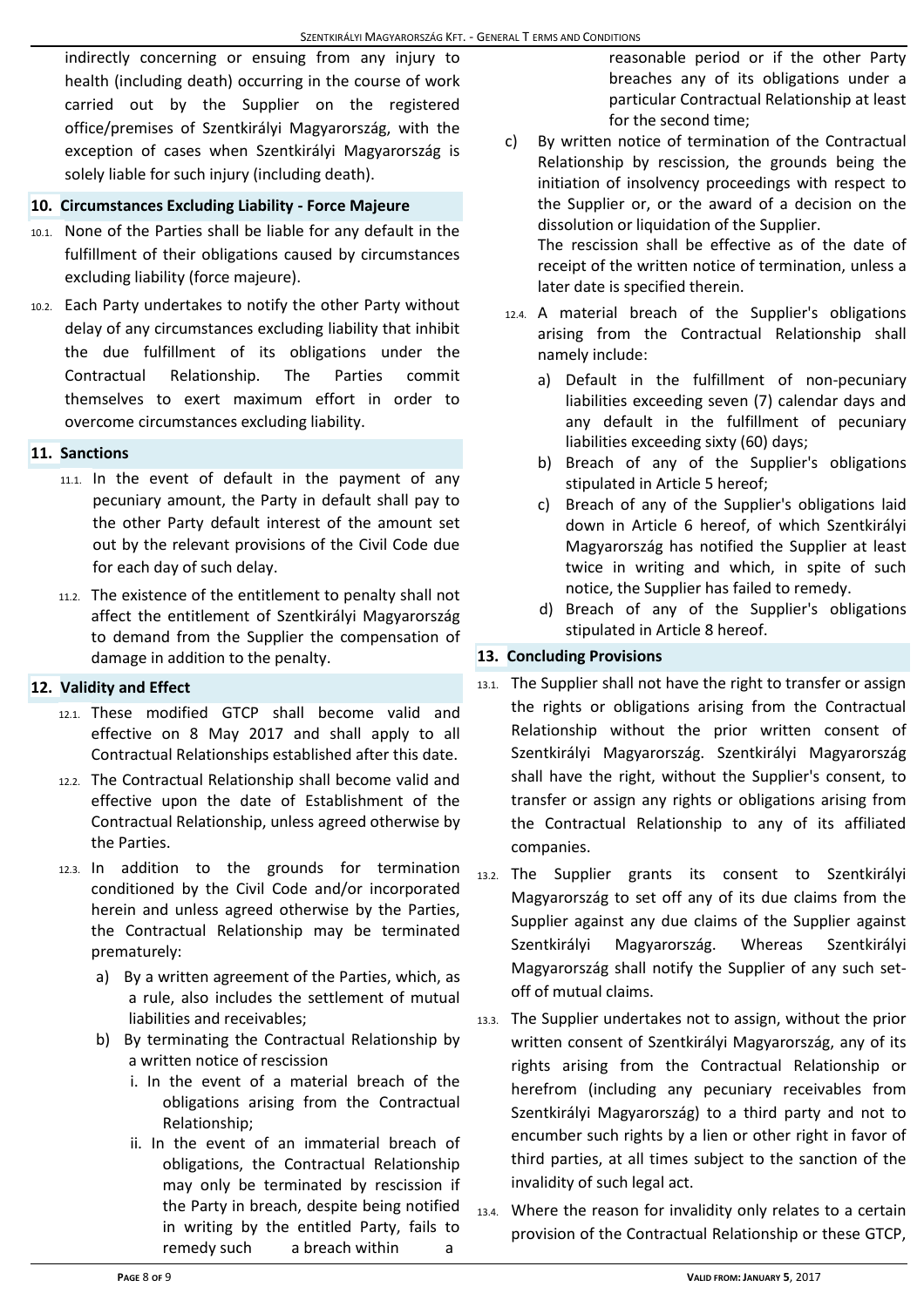indirectly concerning or ensuing from any injury to health (including death) occurring in the course of work carried out by the Supplier on the registered office/premises of Szentkirályi Magyarország, with the exception of cases when Szentkirályi Magyarország is solely liable for such injury (including death).

## 10. Circumstances Excluding Liability - Force Majeure

10.1. None of the Parties shall be liable for any default in the fulfillment of their obligations caused by circumstances excluding liability (force majeure).

10.2. Each Party undertakes to notify the other Party without delay of any circumstances excluding liability that inhibit the due fulfillment of its obligations under the Contractual Relationship. The Parties commit themselves to exert maximum effort in order to overcome circumstances excluding liability.

## 11. Sanctions

11.1. In the event of default in the payment of any pecuniary amount, the Party in default shall pay to the other Party default interest of the amount set out by the relevant provisions of the Civil Code due for each day of such delay.

11.2. The existence of the entitlement to penalty shall not affect the entitlement of Szentkirályi Magyarország to demand from the Supplier the compensation of damage in addition to the penalty.

## 12. Validity and Effect

12.1. These modified GTCP shall become valid and effective on 8 May 2017 and shall apply to all Contractual Relationships established after this date.

12.2. The Contractual Relationship shall become valid and effective upon the date of Establishment of the Contractual Relationship, unless agreed otherwise by the Parties.

12.3. In addition to the grounds for termination conditioned by the Civil Code and/or incorporated herein and unless agreed otherwise by the Parties, the Contractual Relationship may be terminated prematurely:

a) By a written agreement of the Parties, which, as a rule, also includes the settlement of mutual liabilities and receivables;

b) By terminating the Contractual Relationship by a written notice of rescission

   i. In the event of a material breach of the obligations arising from the Contractual Relationship;

   ii. In the event of an immaterial breach of obligations, the Contractual Relationship may only be terminated by rescission if the Party in breach, despite being notified in writing by the entitled Party, fails to remedy such a breach within a reasonable period or if the other Party breaches any of its obligations under a particular Contractual Relationship at least for the second time;

c) By written notice of termination of the Contractual Relationship by rescission, the grounds being the initiation of insolvency proceedings with respect to the Supplier or, or the award of a decision on the dissolution or liquidation of the Supplier.
The rescission shall be effective as of the date of receipt of the written notice of termination, unless a later date is specified therein.

12.4. A material breach of the Supplier's obligations arising from the Contractual Relationship shall namely include:

a) Default in the fulfillment of non-pecuniary liabilities exceeding seven (7) calendar days and any default in the fulfillment of pecuniary liabilities exceeding sixty (60) days;

b) Breach of any of the Supplier's obligations stipulated in Article 5 hereof;

c) Breach of any of the Supplier's obligations laid down in Article 6 hereof, of which Szentkirályi Magyarország has notified the Supplier at least twice in writing and which, in spite of such notice, the Supplier has failed to remedy.

d) Breach of any of the Supplier's obligations stipulated in Article 8 hereof.

## 13. Concluding Provisions

13.1. The Supplier shall not have the right to transfer or assign the rights or obligations arising from the Contractual Relationship without the prior written consent of Szentkirályi Magyarország. Szentkirályi Magyarország shall have the right, without the Supplier's consent, to transfer or assign any rights or obligations arising from the Contractual Relationship to any of its affiliated companies.

13.2. The Supplier grants its consent to Szentkirályi Magyarország to set off any of its due claims from the Supplier against any due claims of the Supplier against Szentkirályi Magyarország. Whereas Szentkirályi Magyarország shall notify the Supplier of any such set-off of mutual claims.

13.3. The Supplier undertakes not to assign, without the prior written consent of Szentkirályi Magyarország, any of its rights arising from the Contractual Relationship or herefrom (including any pecuniary receivables from Szentkirályi Magyarország) to a third party and not to encumber such rights by a lien or other right in favor of third parties, at all times subject to the sanction of the invalidity of such legal act.

13.4. Where the reason for invalidity only relates to a certain provision of the Contractual Relationship or these GTCP,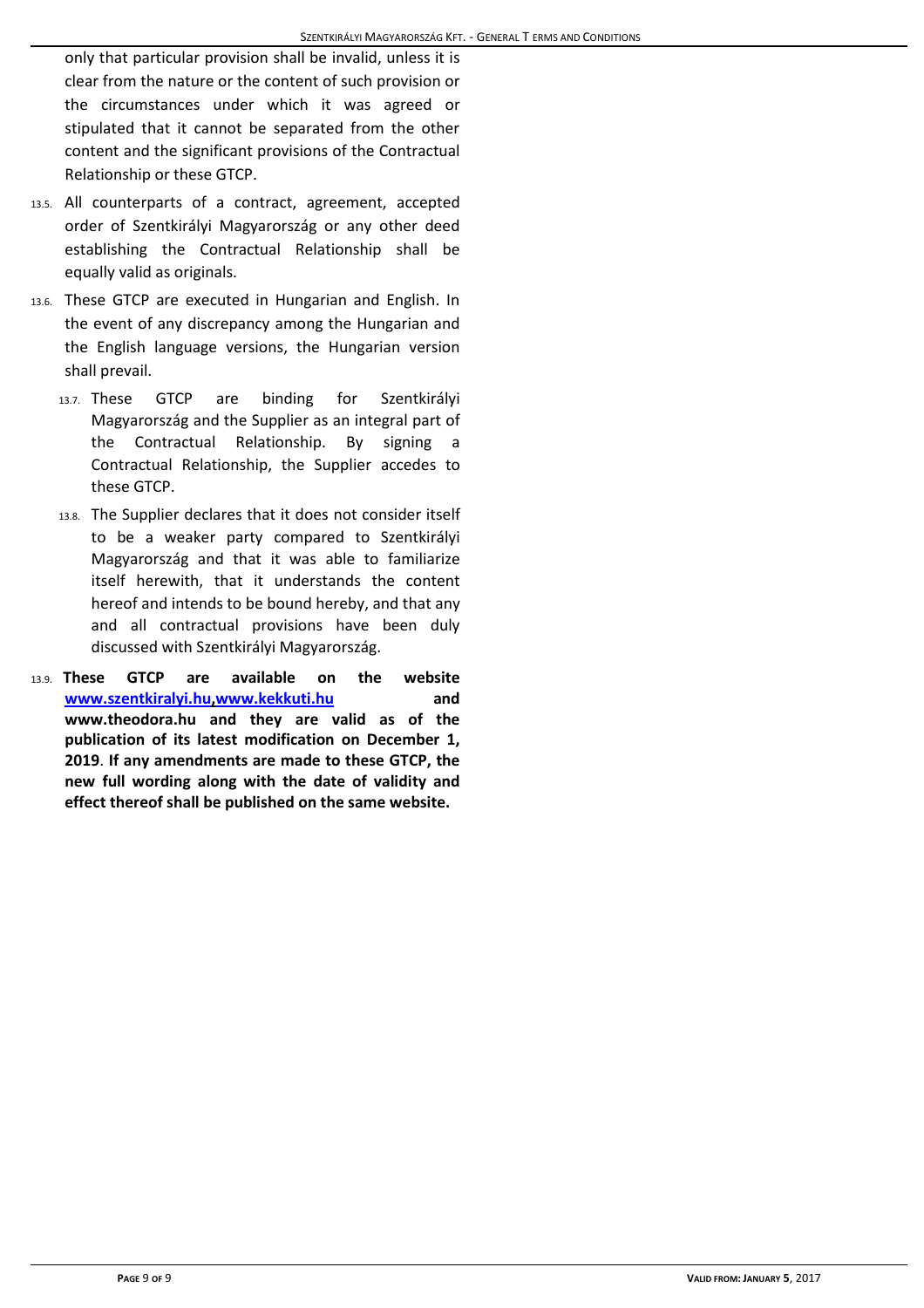only that particular provision shall be invalid, unless it is clear from the nature or the content of such provision or the circumstances under which it was agreed or stipulated that it cannot be separated from the other content and the significant provisions of the Contractual Relationship or these GTCP.

13.5. All counterparts of a contract, agreement, accepted order of Szentkirályi Magyarország or any other deed establishing the Contractual Relationship shall be equally valid as originals.

13.6. These GTCP are executed in Hungarian and English. In the event of any discrepancy among the Hungarian and the English language versions, the Hungarian version shall prevail.

13.7. These GTCP are binding for Szentkirályi Magyarország and the Supplier as an integral part of the Contractual Relationship. By signing a Contractual Relationship, the Supplier accedes to these GTCP.

13.8. The Supplier declares that it does not consider itself to be a weaker party compared to Szentkirályi Magyarország and that it was able to familiarize itself herewith, that it understands the content hereof and intends to be bound hereby, and that any and all contractual provisions have been duly discussed with Szentkirályi Magyarország.

13.9. **These GTCP are available on the website [www.szentkiralyi.hu](http://www.szentkiralyi.hu),[www.kekkuti.hu](http://www.kekkuti.hu) and www.theodora.hu and they are valid as of the publication of its latest modification on December 1, 2019**. **If any amendments are made to these GTCP, the new full wording along with the date of validity and effect thereof shall be published on the same website.**